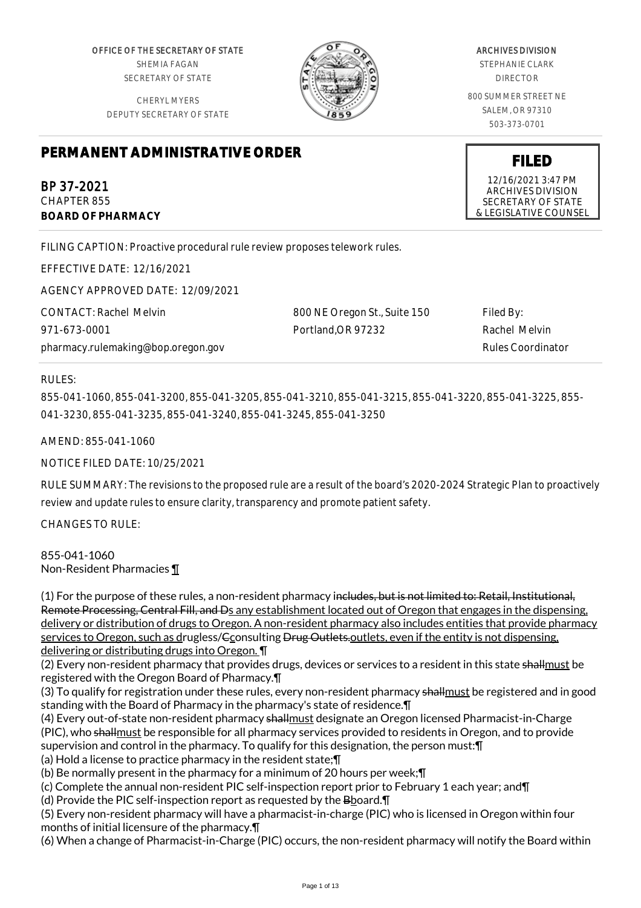OFFICE OF THE SECRETARY OF STATE
SHEMIA FAGAN
SECRETARY OF STATE

CHERYL MYERS
DEPUTY SECRETARY OF STATE

ARCHIVES DIVISION
STEPHANIE CLARK
DIRECTOR

800 SUMMER STREET NE
SALEM, OR 97310
503-373-0701

# PERMANENT ADMINISTRATIVE ORDER

**FILED**
12/16/2021 3:47 PM
ARCHIVES DIVISION
SECRETARY OF STATE
& LEGISLATIVE COUNSEL

## BP 37-2021
CHAPTER 855
**BOARD OF PHARMACY**

FILING CAPTION: Proactive procedural rule review proposes telework rules.

EFFECTIVE DATE: 12/16/2021

AGENCY APPROVED DATE: 12/09/2021

CONTACT: Rachel Melvin
971-673-0001
pharmacy.rulemaking@bop.oregon.gov

800 NE Oregon St., Suite 150
Portland,OR 97232

Filed By:
Rachel Melvin
Rules Coordinator

RULES:

855-041-1060, 855-041-3200, 855-041-3205, 855-041-3210, 855-041-3215, 855-041-3220, 855-041-3225, 855-041-3230, 855-041-3235, 855-041-3240, 855-041-3245, 855-041-3250

AMEND: 855-041-1060

NOTICE FILED DATE: 10/25/2021

RULE SUMMARY: The revisions to the proposed rule are a result of the board's 2020-2024 Strategic Plan to proactively review and update rules to ensure clarity, transparency and promote patient safety.

CHANGES TO RULE:

855-041-1060
Non-Resident Pharmacies ¶

(1) For the purpose of these rules, a non-resident pharmacy i~~ncludes, but is not limited to: Retail, Institutional, Remote Processing, Central Fill, and D~~s any establishment located out of Oregon that engages in the dispensing, delivery or distribution of drugs to Oregon. A non-resident pharmacy also includes entities that provide pharmacy services to Oregon, such as drugless/~~C~~consulting ~~Drug Outlets.~~outlets, even if the entity is not dispensing, delivering or distributing drugs into Oregon. ¶
(2) Every non-resident pharmacy that provides drugs, devices or services to a resident in this state ~~shall~~must be registered with the Oregon Board of Pharmacy.¶
(3) To qualify for registration under these rules, every non-resident pharmacy ~~shall~~must be registered and in good standing with the Board of Pharmacy in the pharmacy's state of residence.¶
(4) Every out-of-state non-resident pharmacy ~~shall~~must designate an Oregon licensed Pharmacist-in-Charge (PIC), who ~~shall~~must be responsible for all pharmacy services provided to residents in Oregon, and to provide supervision and control in the pharmacy. To qualify for this designation, the person must:¶
(a) Hold a license to practice pharmacy in the resident state;¶
(b) Be normally present in the pharmacy for a minimum of 20 hours per week;¶
(c) Complete the annual non-resident PIC self-inspection report prior to February 1 each year; and¶
(d) Provide the PIC self-inspection report as requested by the ~~B~~board.¶
(5) Every non-resident pharmacy will have a pharmacist-in-charge (PIC) who is licensed in Oregon within four months of initial licensure of the pharmacy.¶
(6) When a change of Pharmacist-in-Charge (PIC) occurs, the non-resident pharmacy will notify the Board within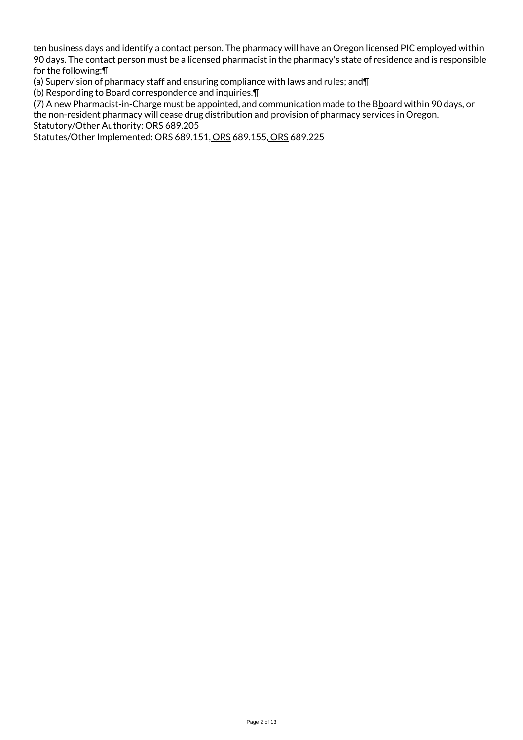ten business days and identify a contact person. The pharmacy will have an Oregon licensed PIC employed within 90 days. The contact person must be a licensed pharmacist in the pharmacy's state of residence and is responsible for the following:¶

(a) Supervision of pharmacy staff and ensuring compliance with laws and rules; and¶

(b) Responding to Board correspondence and inquiries.¶

(7) A new Pharmacist-in-Charge must be appointed, and communication made to the ~~B~~board within 90 days, or the non-resident pharmacy will cease drug distribution and provision of pharmacy services in Oregon.

Statutory/Other Authority: ORS 689.205

Statutes/Other Implemented: ORS 689.151, ORS 689.155, ORS 689.225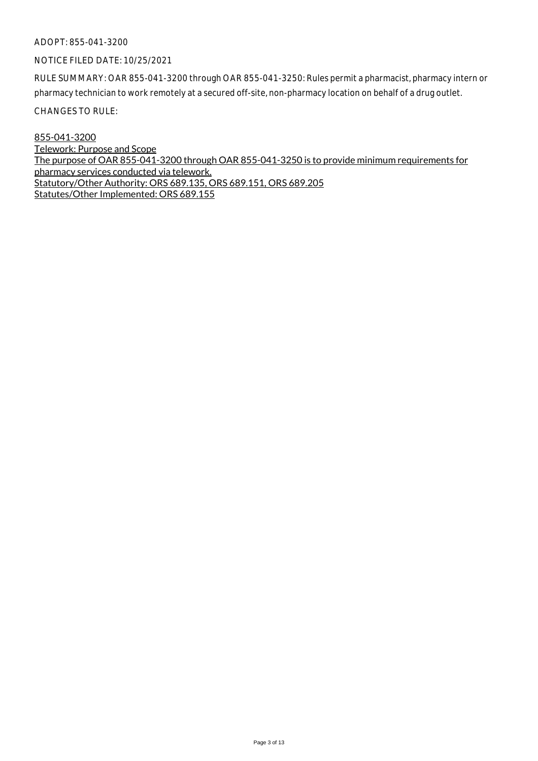ADOPT: 855-041-3200

NOTICE FILED DATE: 10/25/2021

RULE SUMMARY: OAR 855-041-3200 through OAR 855-041-3250: Rules permit a pharmacist, pharmacy intern or pharmacy technician to work remotely at a secured off-site, non-pharmacy location on behalf of a drug outlet.

CHANGES TO RULE:

<u>855-041-3200</u>
<u>Telework: Purpose and Scope</u>
<u>The purpose of OAR 855-041-3200 through OAR 855-041-3250 is to provide minimum requirements for pharmacy services conducted via telework.</u>
<u>Statutory/Other Authority: ORS 689.135, ORS 689.151, ORS 689.205</u>
<u>Statutes/Other Implemented: ORS 689.155</u>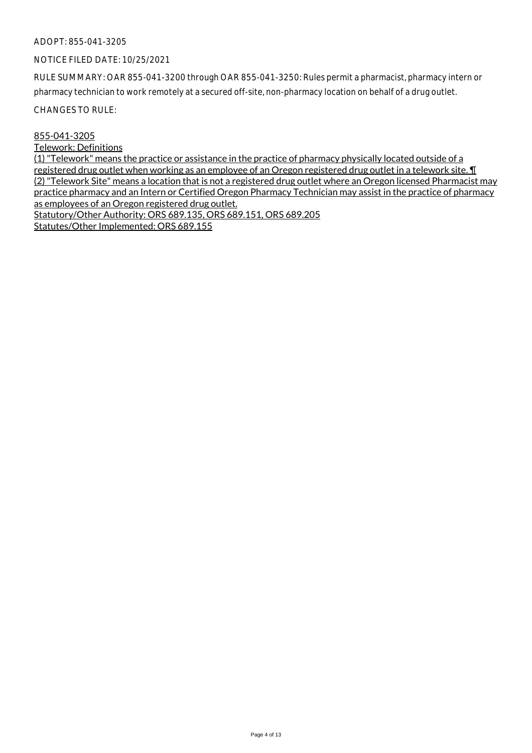ADOPT: 855-041-3205

NOTICE FILED DATE: 10/25/2021

RULE SUMMARY: OAR 855-041-3200 through OAR 855-041-3250: Rules permit a pharmacist, pharmacy intern or pharmacy technician to work remotely at a secured off-site, non-pharmacy location on behalf of a drug outlet.

CHANGES TO RULE:

<u>855-041-3205</u>
<u>Telework: Definitions</u>
<u>(1) "Telework" means the practice or assistance in the practice of pharmacy physically located outside of a registered drug outlet when working as an employee of an Oregon registered drug outlet in a telework site.</u> ¶
<u>(2) "Telework Site" means a location that is not a registered drug outlet where an Oregon licensed Pharmacist may practice pharmacy and an Intern or Certified Oregon Pharmacy Technician may assist in the practice of pharmacy as employees of an Oregon registered drug outlet.</u>
<u>Statutory/Other Authority: ORS 689.135, ORS 689.151, ORS 689.205</u>
<u>Statutes/Other Implemented: ORS 689.155</u>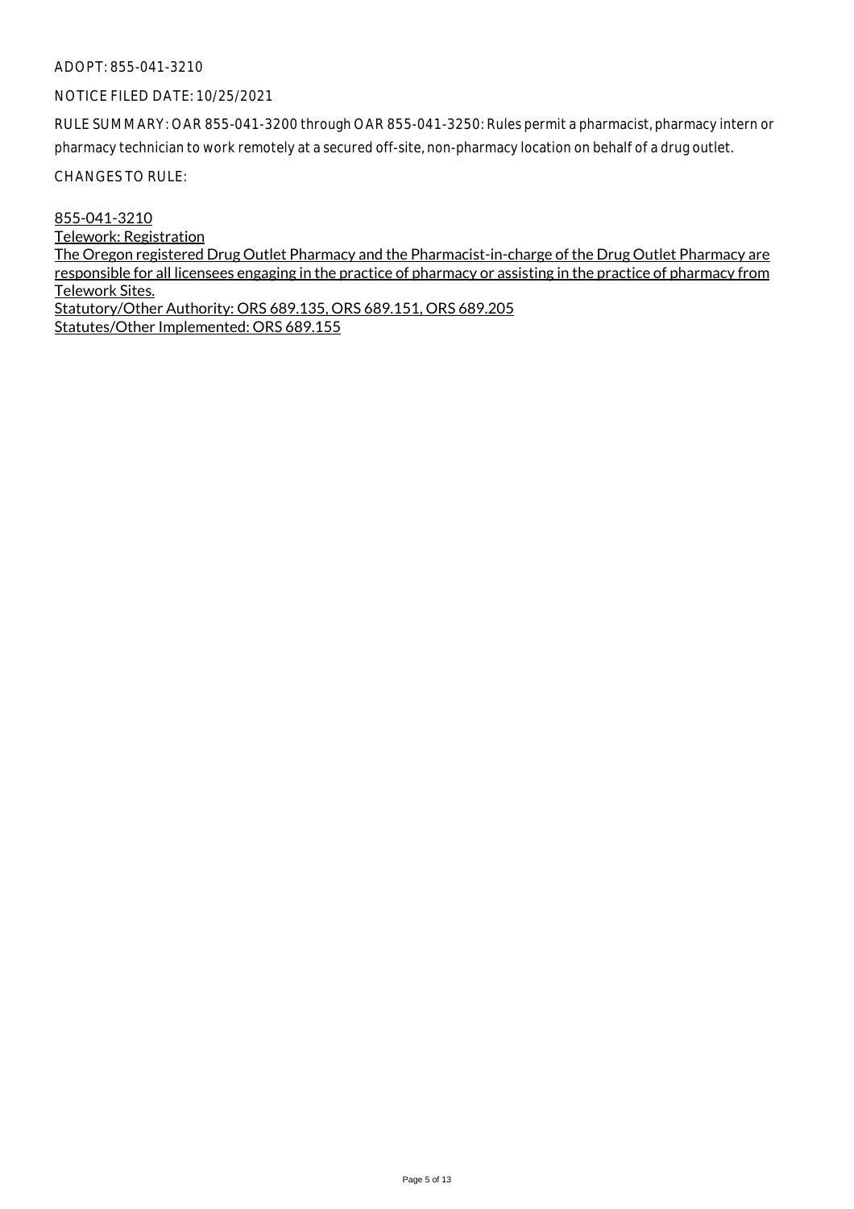ADOPT: 855-041-3210

NOTICE FILED DATE: 10/25/2021

RULE SUMMARY: OAR 855-041-3200 through OAR 855-041-3250: Rules permit a pharmacist, pharmacy intern or pharmacy technician to work remotely at a secured off-site, non-pharmacy location on behalf of a drug outlet.

CHANGES TO RULE:

855-041-3210
Telework: Registration
The Oregon registered Drug Outlet Pharmacy and the Pharmacist-in-charge of the Drug Outlet Pharmacy are responsible for all licensees engaging in the practice of pharmacy or assisting in the practice of pharmacy from Telework Sites.
Statutory/Other Authority: ORS 689.135, ORS 689.151, ORS 689.205
Statutes/Other Implemented: ORS 689.155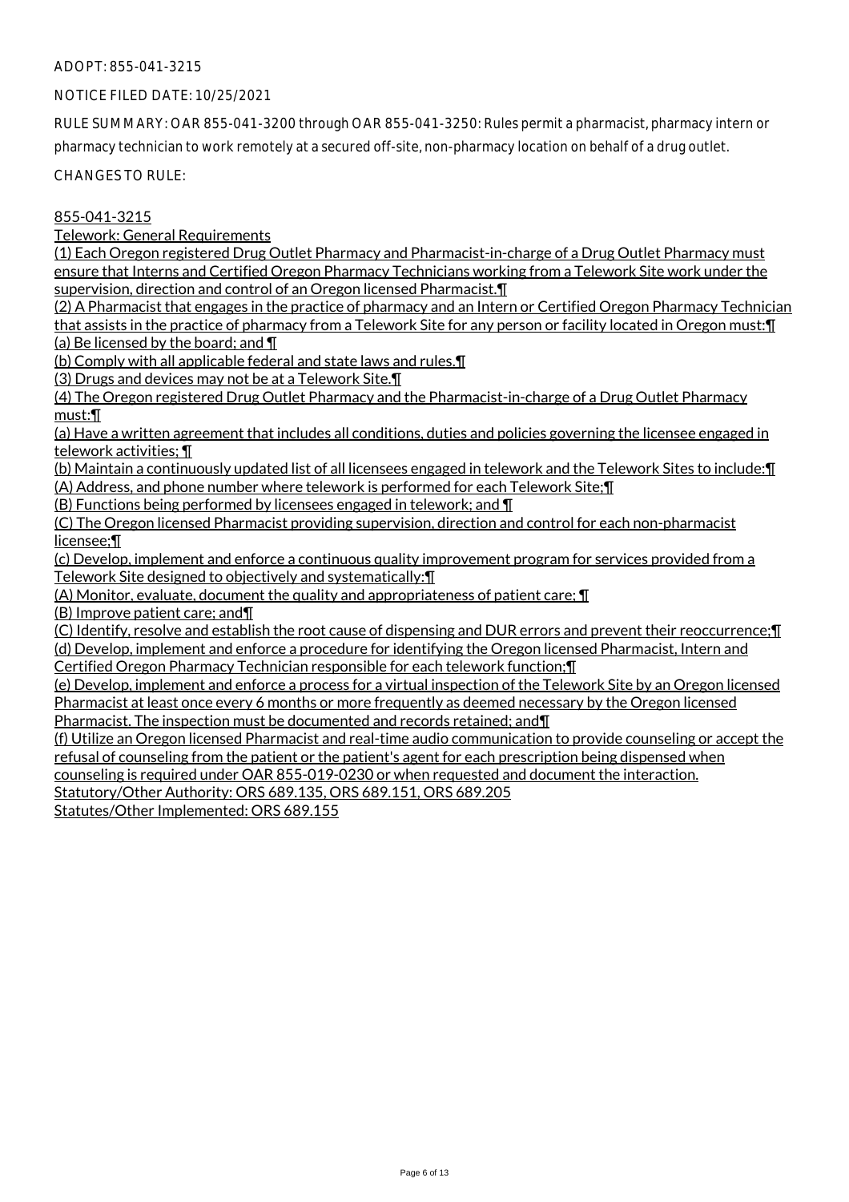ADOPT: 855-041-3215

NOTICE FILED DATE: 10/25/2021

RULE SUMMARY: OAR 855-041-3200 through OAR 855-041-3250: Rules permit a pharmacist, pharmacy intern or pharmacy technician to work remotely at a secured off-site, non-pharmacy location on behalf of a drug outlet.

CHANGES TO RULE:

855-041-3215

Telework: General Requirements

(1) Each Oregon registered Drug Outlet Pharmacy and Pharmacist-in-charge of a Drug Outlet Pharmacy must ensure that Interns and Certified Oregon Pharmacy Technicians working from a Telework Site work under the supervision, direction and control of an Oregon licensed Pharmacist.¶

(2) A Pharmacist that engages in the practice of pharmacy and an Intern or Certified Oregon Pharmacy Technician that assists in the practice of pharmacy from a Telework Site for any person or facility located in Oregon must:¶

(a) Be licensed by the board; and ¶

(b) Comply with all applicable federal and state laws and rules.¶

(3) Drugs and devices may not be at a Telework Site.¶

(4) The Oregon registered Drug Outlet Pharmacy and the Pharmacist-in-charge of a Drug Outlet Pharmacy must:¶

(a) Have a written agreement that includes all conditions, duties and policies governing the licensee engaged in telework activities; ¶

(b) Maintain a continuously updated list of all licensees engaged in telework and the Telework Sites to include:¶

(A) Address, and phone number where telework is performed for each Telework Site;¶

(B) Functions being performed by licensees engaged in telework; and ¶

(C) The Oregon licensed Pharmacist providing supervision, direction and control for each non-pharmacist licensee;¶

(c) Develop, implement and enforce a continuous quality improvement program for services provided from a Telework Site designed to objectively and systematically:¶

(A) Monitor, evaluate, document the quality and appropriateness of patient care; ¶

(B) Improve patient care; and¶

(C) Identify, resolve and establish the root cause of dispensing and DUR errors and prevent their reoccurrence;¶

(d) Develop, implement and enforce a procedure for identifying the Oregon licensed Pharmacist, Intern and Certified Oregon Pharmacy Technician responsible for each telework function;¶

(e) Develop, implement and enforce a process for a virtual inspection of the Telework Site by an Oregon licensed Pharmacist at least once every 6 months or more frequently as deemed necessary by the Oregon licensed Pharmacist. The inspection must be documented and records retained; and¶

(f) Utilize an Oregon licensed Pharmacist and real-time audio communication to provide counseling or accept the refusal of counseling from the patient or the patient's agent for each prescription being dispensed when counseling is required under OAR 855-019-0230 or when requested and document the interaction.

Statutory/Other Authority: ORS 689.135, ORS 689.151, ORS 689.205

Statutes/Other Implemented: ORS 689.155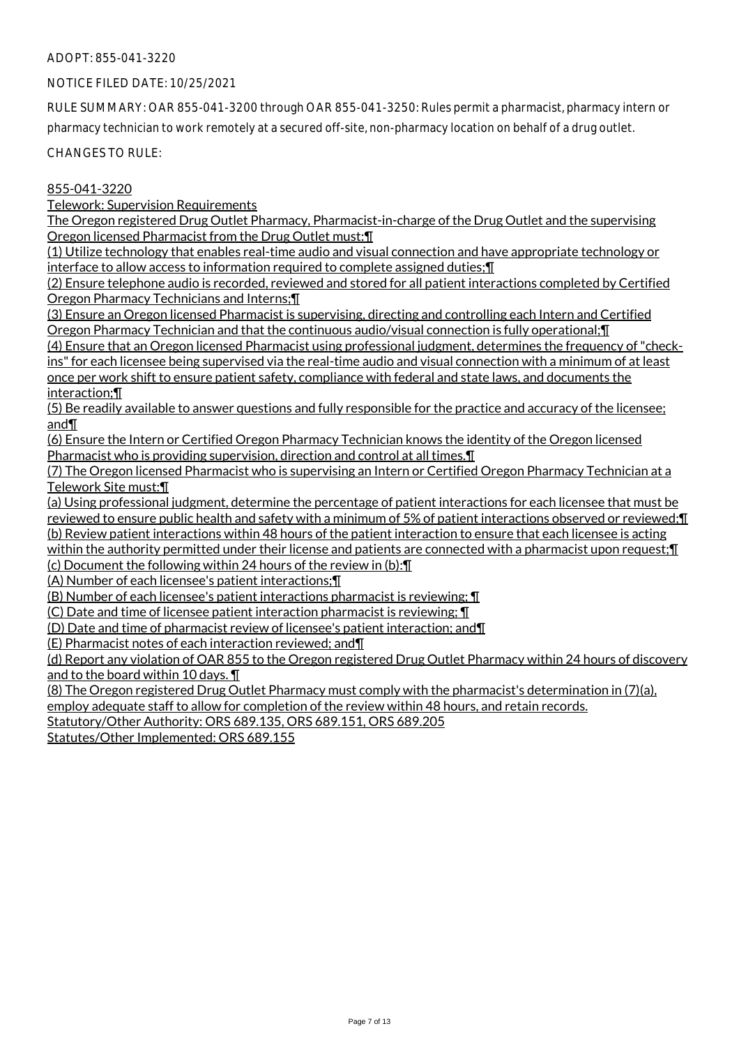ADOPT: 855-041-3220

NOTICE FILED DATE: 10/25/2021

RULE SUMMARY: OAR 855-041-3200 through OAR 855-041-3250: Rules permit a pharmacist, pharmacy intern or pharmacy technician to work remotely at a secured off-site, non-pharmacy location on behalf of a drug outlet.

CHANGES TO RULE:

855-041-3220

Telework: Supervision Requirements

The Oregon registered Drug Outlet Pharmacy, Pharmacist-in-charge of the Drug Outlet and the supervising Oregon licensed Pharmacist from the Drug Outlet must:¶

(1) Utilize technology that enables real-time audio and visual connection and have appropriate technology or interface to allow access to information required to complete assigned duties;¶

(2) Ensure telephone audio is recorded, reviewed and stored for all patient interactions completed by Certified Oregon Pharmacy Technicians and Interns;¶

(3) Ensure an Oregon licensed Pharmacist is supervising, directing and controlling each Intern and Certified Oregon Pharmacy Technician and that the continuous audio/visual connection is fully operational;¶

(4) Ensure that an Oregon licensed Pharmacist using professional judgment, determines the frequency of "check-ins" for each licensee being supervised via the real-time audio and visual connection with a minimum of at least once per work shift to ensure patient safety, compliance with federal and state laws, and documents the interaction;¶

(5) Be readily available to answer questions and fully responsible for the practice and accuracy of the licensee; and¶

(6) Ensure the Intern or Certified Oregon Pharmacy Technician knows the identity of the Oregon licensed Pharmacist who is providing supervision, direction and control at all times.¶

(7) The Oregon licensed Pharmacist who is supervising an Intern or Certified Oregon Pharmacy Technician at a Telework Site must:¶

(a) Using professional judgment, determine the percentage of patient interactions for each licensee that must be reviewed to ensure public health and safety with a minimum of 5% of patient interactions observed or reviewed;¶

(b) Review patient interactions within 48 hours of the patient interaction to ensure that each licensee is acting within the authority permitted under their license and patients are connected with a pharmacist upon request;¶

(c) Document the following within 24 hours of the review in (b):¶

(A) Number of each licensee's patient interactions;¶

(B) Number of each licensee's patient interactions pharmacist is reviewing; ¶

(C) Date and time of licensee patient interaction pharmacist is reviewing; ¶

(D) Date and time of pharmacist review of licensee's patient interaction; and¶

(E) Pharmacist notes of each interaction reviewed; and¶

(d) Report any violation of OAR 855 to the Oregon registered Drug Outlet Pharmacy within 24 hours of discovery and to the board within 10 days. ¶

(8) The Oregon registered Drug Outlet Pharmacy must comply with the pharmacist's determination in (7)(a), employ adequate staff to allow for completion of the review within 48 hours, and retain records.

Statutory/Other Authority: ORS 689.135, ORS 689.151, ORS 689.205

Statutes/Other Implemented: ORS 689.155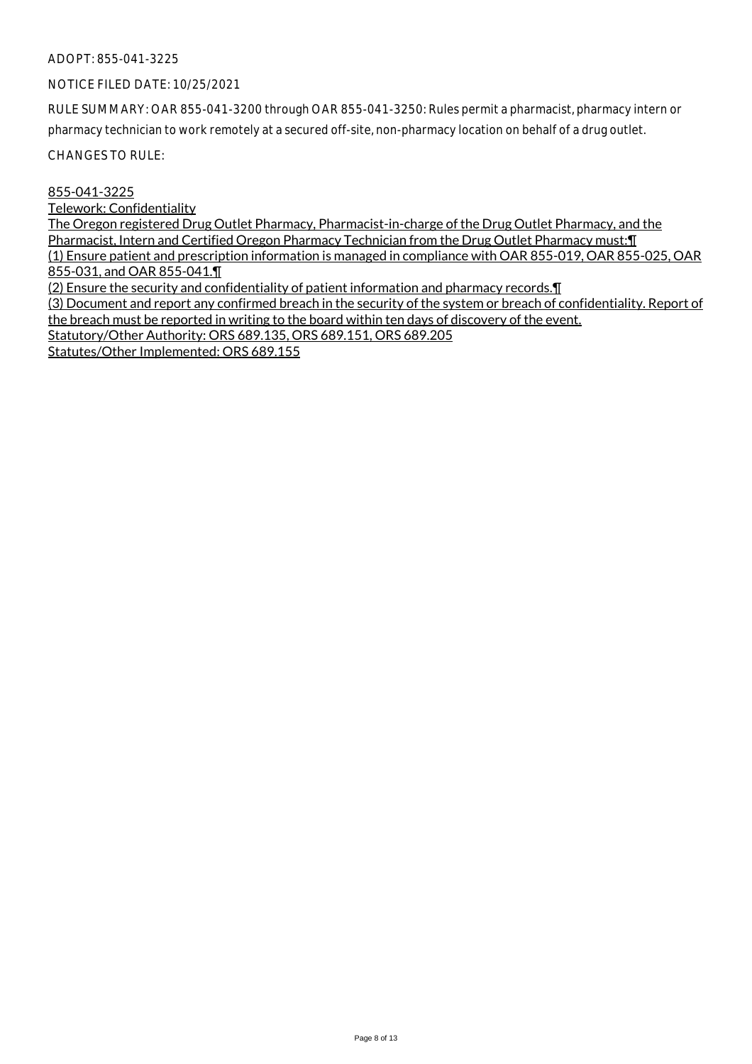ADOPT: 855-041-3225

NOTICE FILED DATE: 10/25/2021

RULE SUMMARY: OAR 855-041-3200 through OAR 855-041-3250: Rules permit a pharmacist, pharmacy intern or pharmacy technician to work remotely at a secured off-site, non-pharmacy location on behalf of a drug outlet.

CHANGES TO RULE:

855-041-3225

Telework: Confidentiality

The Oregon registered Drug Outlet Pharmacy, Pharmacist-in-charge of the Drug Outlet Pharmacy, and the Pharmacist, Intern and Certified Oregon Pharmacy Technician from the Drug Outlet Pharmacy must:¶

(1) Ensure patient and prescription information is managed in compliance with OAR 855-019, OAR 855-025, OAR 855-031, and OAR 855-041.¶

(2) Ensure the security and confidentiality of patient information and pharmacy records.¶

(3) Document and report any confirmed breach in the security of the system or breach of confidentiality. Report of the breach must be reported in writing to the board within ten days of discovery of the event.

Statutory/Other Authority: ORS 689.135, ORS 689.151, ORS 689.205

Statutes/Other Implemented: ORS 689.155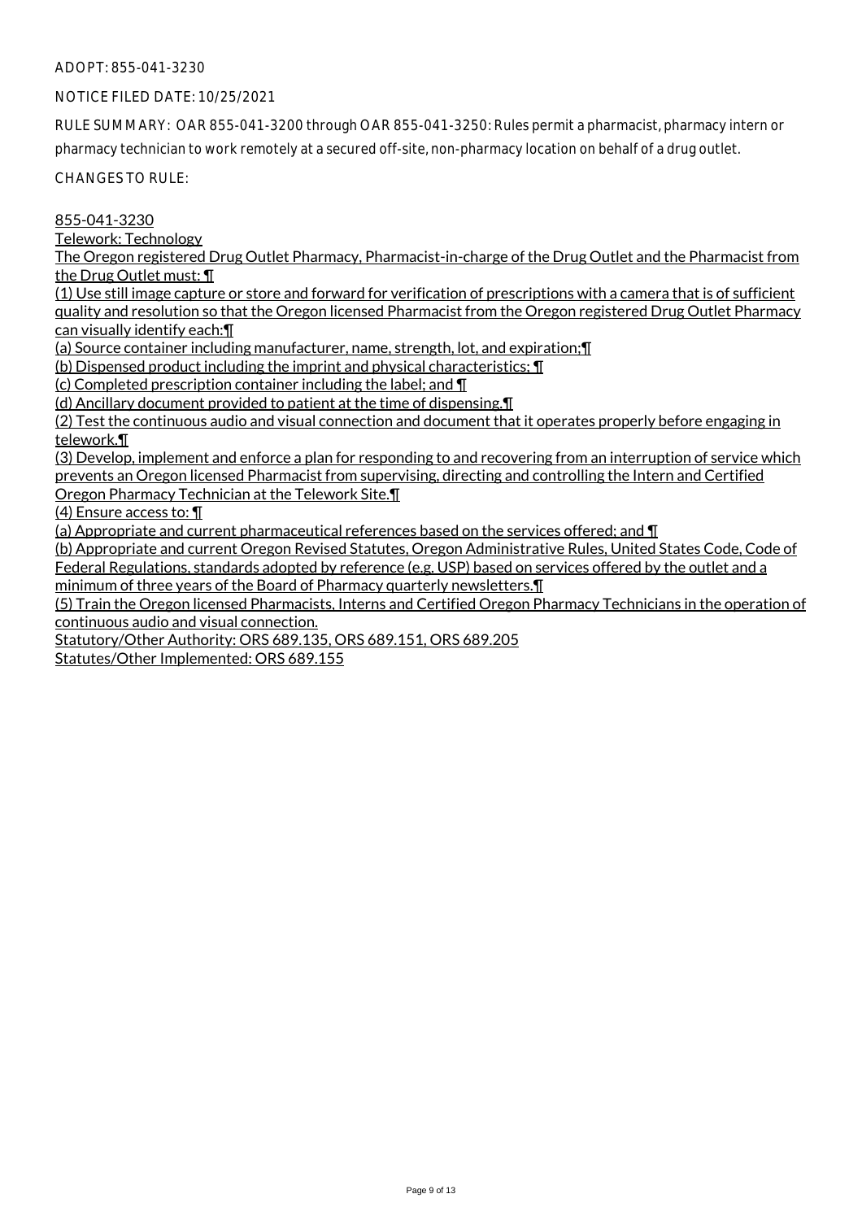ADOPT: 855-041-3230

NOTICE FILED DATE: 10/25/2021

RULE SUMMARY: OAR 855-041-3200 through OAR 855-041-3250: Rules permit a pharmacist, pharmacy intern or pharmacy technician to work remotely at a secured off-site, non-pharmacy location on behalf of a drug outlet.

CHANGES TO RULE:

855-041-3230

Telework: Technology

The Oregon registered Drug Outlet Pharmacy, Pharmacist-in-charge of the Drug Outlet and the Pharmacist from the Drug Outlet must: ¶

(1) Use still image capture or store and forward for verification of prescriptions with a camera that is of sufficient quality and resolution so that the Oregon licensed Pharmacist from the Oregon registered Drug Outlet Pharmacy can visually identify each:¶

(a) Source container including manufacturer, name, strength, lot, and expiration;¶

(b) Dispensed product including the imprint and physical characteristics; ¶

(c) Completed prescription container including the label; and ¶

(d) Ancillary document provided to patient at the time of dispensing.¶

(2) Test the continuous audio and visual connection and document that it operates properly before engaging in telework.¶

(3) Develop, implement and enforce a plan for responding to and recovering from an interruption of service which prevents an Oregon licensed Pharmacist from supervising, directing and controlling the Intern and Certified Oregon Pharmacy Technician at the Telework Site.¶

(4) Ensure access to: ¶

(a) Appropriate and current pharmaceutical references based on the services offered; and ¶

(b) Appropriate and current Oregon Revised Statutes, Oregon Administrative Rules, United States Code, Code of Federal Regulations, standards adopted by reference (e.g. USP) based on services offered by the outlet and a minimum of three years of the Board of Pharmacy quarterly newsletters.¶

(5) Train the Oregon licensed Pharmacists, Interns and Certified Oregon Pharmacy Technicians in the operation of continuous audio and visual connection.

Statutory/Other Authority: ORS 689.135, ORS 689.151, ORS 689.205

Statutes/Other Implemented: ORS 689.155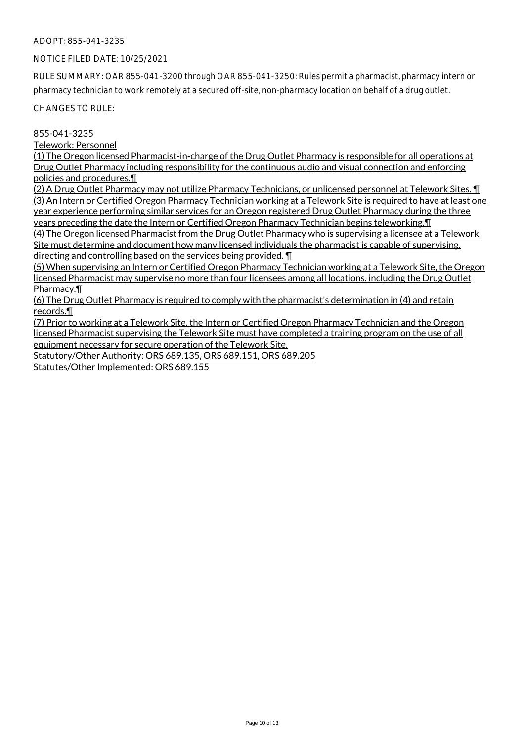ADOPT: 855-041-3235

NOTICE FILED DATE: 10/25/2021

RULE SUMMARY: OAR 855-041-3200 through OAR 855-041-3250: Rules permit a pharmacist, pharmacy intern or pharmacy technician to work remotely at a secured off-site, non-pharmacy location on behalf of a drug outlet.

CHANGES TO RULE:

855-041-3235

Telework: Personnel

(1) The Oregon licensed Pharmacist-in-charge of the Drug Outlet Pharmacy is responsible for all operations at Drug Outlet Pharmacy including responsibility for the continuous audio and visual connection and enforcing policies and procedures.¶

(2) A Drug Outlet Pharmacy may not utilize Pharmacy Technicians, or unlicensed personnel at Telework Sites. ¶

(3) An Intern or Certified Oregon Pharmacy Technician working at a Telework Site is required to have at least one year experience performing similar services for an Oregon registered Drug Outlet Pharmacy during the three years preceding the date the Intern or Certified Oregon Pharmacy Technician begins teleworking.¶

(4) The Oregon licensed Pharmacist from the Drug Outlet Pharmacy who is supervising a licensee at a Telework Site must determine and document how many licensed individuals the pharmacist is capable of supervising, directing and controlling based on the services being provided. ¶

(5) When supervising an Intern or Certified Oregon Pharmacy Technician working at a Telework Site, the Oregon licensed Pharmacist may supervise no more than four licensees among all locations, including the Drug Outlet Pharmacy.¶

(6) The Drug Outlet Pharmacy is required to comply with the pharmacist's determination in (4) and retain records.¶

(7) Prior to working at a Telework Site, the Intern or Certified Oregon Pharmacy Technician and the Oregon licensed Pharmacist supervising the Telework Site must have completed a training program on the use of all equipment necessary for secure operation of the Telework Site.

Statutory/Other Authority: ORS 689.135, ORS 689.151, ORS 689.205

Statutes/Other Implemented: ORS 689.155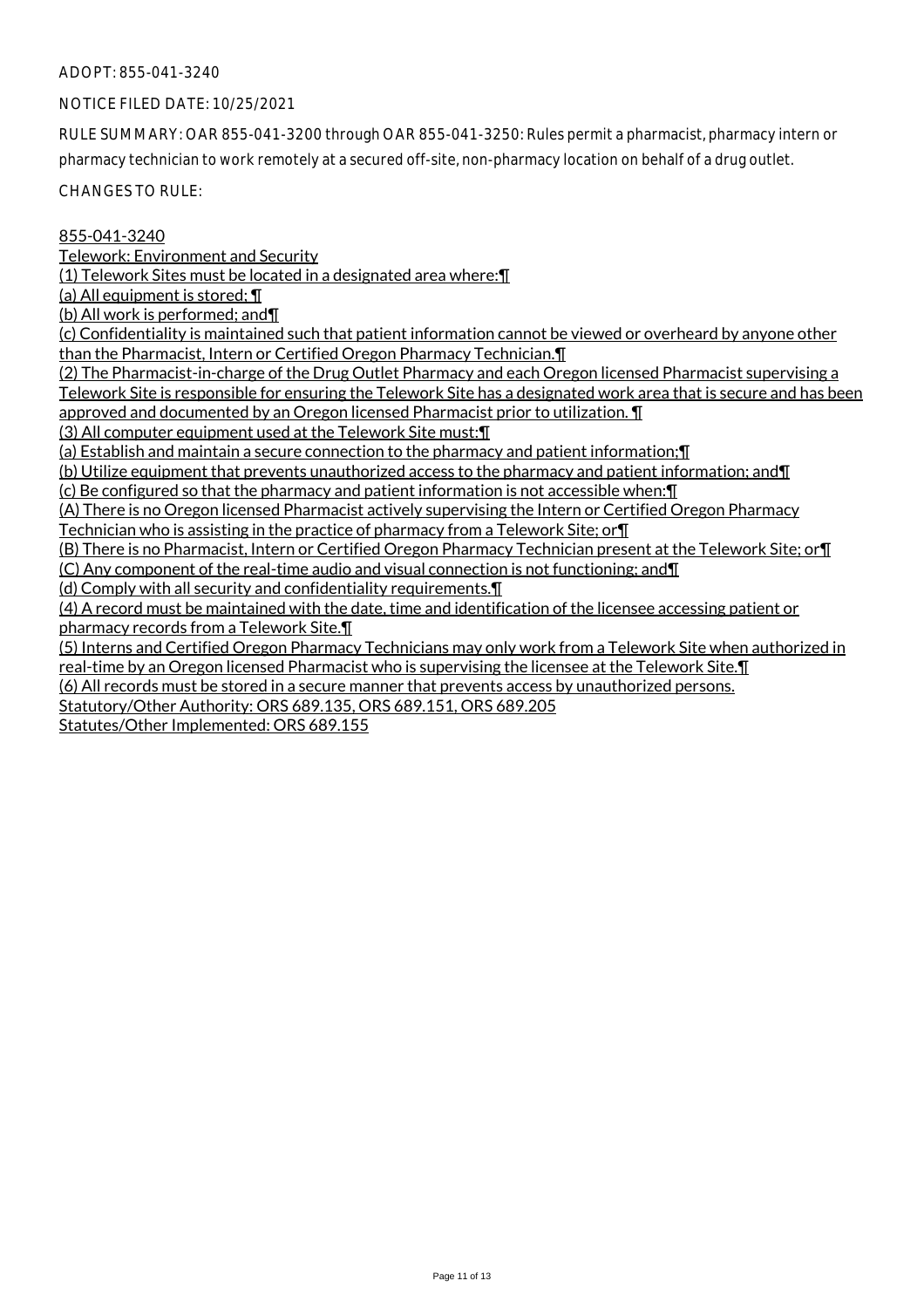ADOPT: 855-041-3240

NOTICE FILED DATE: 10/25/2021

RULE SUMMARY: OAR 855-041-3200 through OAR 855-041-3250: Rules permit a pharmacist, pharmacy intern or pharmacy technician to work remotely at a secured off-site, non-pharmacy location on behalf of a drug outlet.

CHANGES TO RULE:

855-041-3240

Telework: Environment and Security

(1) Telework Sites must be located in a designated area where:¶

(a) All equipment is stored; ¶

(b) All work is performed; and¶

(c) Confidentiality is maintained such that patient information cannot be viewed or overheard by anyone other than the Pharmacist, Intern or Certified Oregon Pharmacy Technician.¶

(2) The Pharmacist-in-charge of the Drug Outlet Pharmacy and each Oregon licensed Pharmacist supervising a Telework Site is responsible for ensuring the Telework Site has a designated work area that is secure and has been approved and documented by an Oregon licensed Pharmacist prior to utilization. ¶

(3) All computer equipment used at the Telework Site must:¶

(a) Establish and maintain a secure connection to the pharmacy and patient information;¶

(b) Utilize equipment that prevents unauthorized access to the pharmacy and patient information; and¶

(c) Be configured so that the pharmacy and patient information is not accessible when:¶

(A) There is no Oregon licensed Pharmacist actively supervising the Intern or Certified Oregon Pharmacy Technician who is assisting in the practice of pharmacy from a Telework Site; or¶

(B) There is no Pharmacist, Intern or Certified Oregon Pharmacy Technician present at the Telework Site; or¶

(C) Any component of the real-time audio and visual connection is not functioning; and¶

(d) Comply with all security and confidentiality requirements.¶

(4) A record must be maintained with the date, time and identification of the licensee accessing patient or pharmacy records from a Telework Site.¶

(5) Interns and Certified Oregon Pharmacy Technicians may only work from a Telework Site when authorized in real-time by an Oregon licensed Pharmacist who is supervising the licensee at the Telework Site.¶

(6) All records must be stored in a secure manner that prevents access by unauthorized persons.

Statutory/Other Authority: ORS 689.135, ORS 689.151, ORS 689.205

Statutes/Other Implemented: ORS 689.155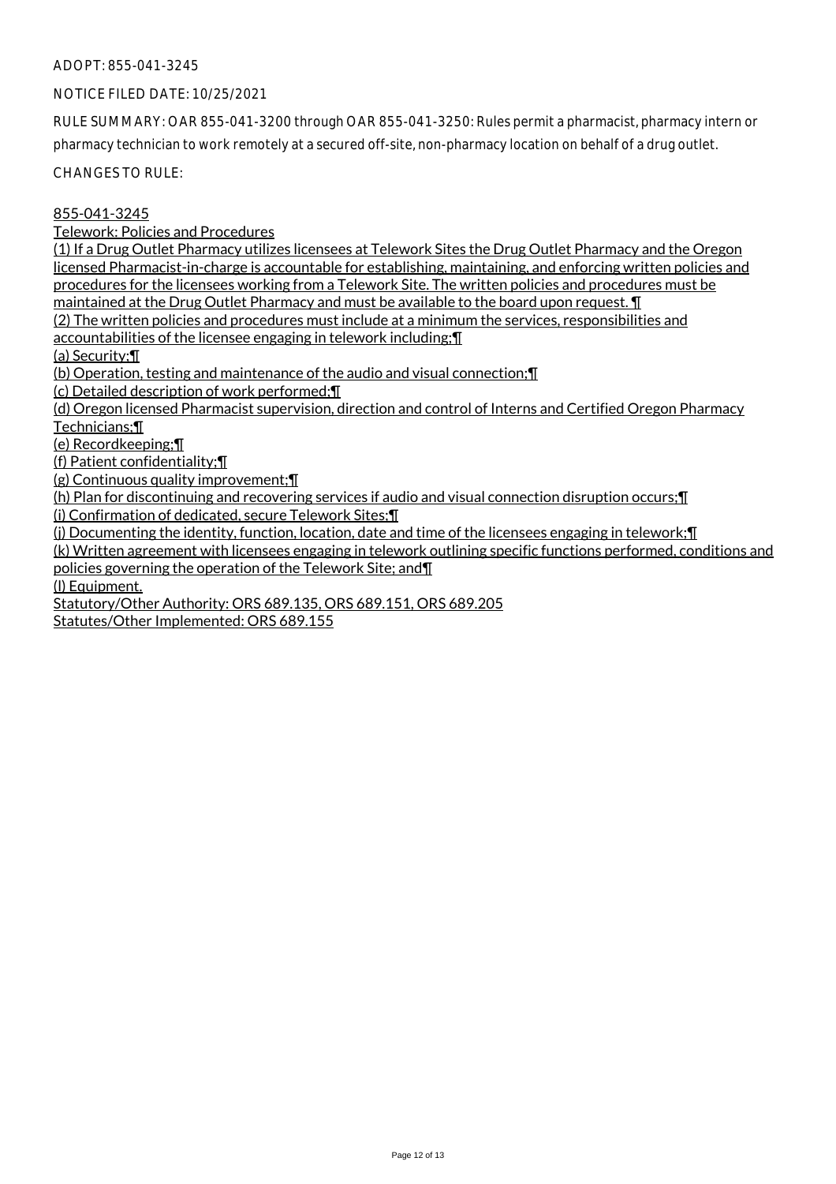ADOPT: 855-041-3245

NOTICE FILED DATE: 10/25/2021

RULE SUMMARY: OAR 855-041-3200 through OAR 855-041-3250: Rules permit a pharmacist, pharmacy intern or pharmacy technician to work remotely at a secured off-site, non-pharmacy location on behalf of a drug outlet.

CHANGES TO RULE:

855-041-3245

Telework: Policies and Procedures

(1) If a Drug Outlet Pharmacy utilizes licensees at Telework Sites the Drug Outlet Pharmacy and the Oregon licensed Pharmacist-in-charge is accountable for establishing, maintaining, and enforcing written policies and procedures for the licensees working from a Telework Site. The written policies and procedures must be maintained at the Drug Outlet Pharmacy and must be available to the board upon request. ¶

(2) The written policies and procedures must include at a minimum the services, responsibilities and accountabilities of the licensee engaging in telework including:¶

(a) Security;¶

(b) Operation, testing and maintenance of the audio and visual connection;¶

(c) Detailed description of work performed;¶

(d) Oregon licensed Pharmacist supervision, direction and control of Interns and Certified Oregon Pharmacy Technicians;¶

(e) Recordkeeping;¶

(f) Patient confidentiality;¶

(g) Continuous quality improvement;¶

(h) Plan for discontinuing and recovering services if audio and visual connection disruption occurs;¶

(i) Confirmation of dedicated, secure Telework Sites;¶

(j) Documenting the identity, function, location, date and time of the licensees engaging in telework;¶

(k) Written agreement with licensees engaging in telework outlining specific functions performed, conditions and policies governing the operation of the Telework Site; and¶

(l) Equipment.

Statutory/Other Authority: ORS 689.135, ORS 689.151, ORS 689.205

Statutes/Other Implemented: ORS 689.155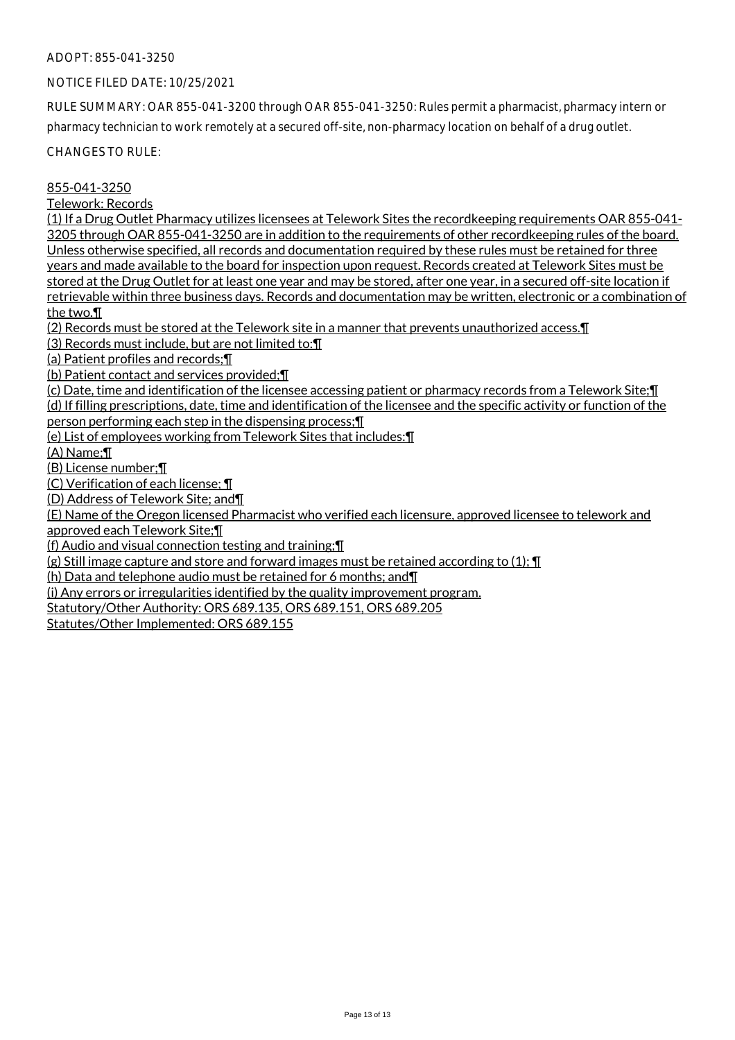ADOPT: 855-041-3250

NOTICE FILED DATE: 10/25/2021

RULE SUMMARY: OAR 855-041-3200 through OAR 855-041-3250: Rules permit a pharmacist, pharmacy intern or pharmacy technician to work remotely at a secured off-site, non-pharmacy location on behalf of a drug outlet.

CHANGES TO RULE:

855-041-3250

Telework: Records

(1) If a Drug Outlet Pharmacy utilizes licensees at Telework Sites the recordkeeping requirements OAR 855-041-3205 through OAR 855-041-3250 are in addition to the requirements of other recordkeeping rules of the board. Unless otherwise specified, all records and documentation required by these rules must be retained for three years and made available to the board for inspection upon request. Records created at Telework Sites must be stored at the Drug Outlet for at least one year and may be stored, after one year, in a secured off-site location if retrievable within three business days. Records and documentation may be written, electronic or a combination of the two.¶

(2) Records must be stored at the Telework site in a manner that prevents unauthorized access.¶

(3) Records must include, but are not limited to:¶

(a) Patient profiles and records;¶

(b) Patient contact and services provided;¶

(c) Date, time and identification of the licensee accessing patient or pharmacy records from a Telework Site;¶

(d) If filling prescriptions, date, time and identification of the licensee and the specific activity or function of the person performing each step in the dispensing process;¶

(e) List of employees working from Telework Sites that includes:¶

(A) Name;¶

(B) License number;¶

(C) Verification of each license; ¶

(D) Address of Telework Site; and¶

(E) Name of the Oregon licensed Pharmacist who verified each licensure, approved licensee to telework and approved each Telework Site;¶

(f) Audio and visual connection testing and training;¶

(g) Still image capture and store and forward images must be retained according to (1); ¶

(h) Data and telephone audio must be retained for 6 months; and¶

(i) Any errors or irregularities identified by the quality improvement program.

Statutory/Other Authority: ORS 689.135, ORS 689.151, ORS 689.205

Statutes/Other Implemented: ORS 689.155